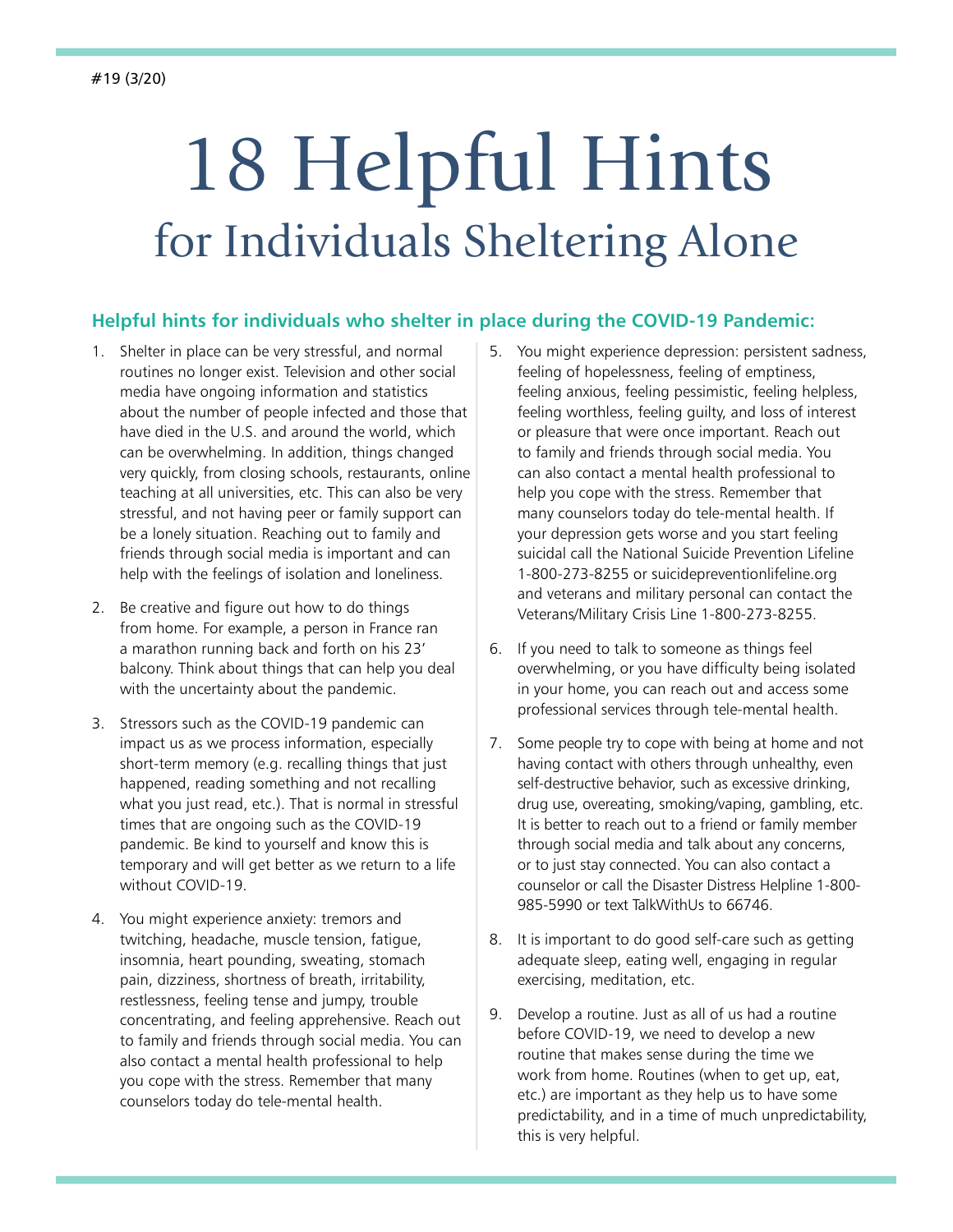#19 (3/20)

# 18 Helpful Hints
## for Individuals Sheltering Alone

### Helpful hints for individuals who shelter in place during the COVID-19 Pandemic:

1. Shelter in place can be very stressful, and normal routines no longer exist. Television and other social media have ongoing information and statistics about the number of people infected and those that have died in the U.S. and around the world, which can be overwhelming. In addition, things changed very quickly, from closing schools, restaurants, online teaching at all universities, etc. This can also be very stressful, and not having peer or family support can be a lonely situation. Reaching out to family and friends through social media is important and can help with the feelings of isolation and loneliness.

2. Be creative and figure out how to do things from home. For example, a person in France ran a marathon running back and forth on his 23' balcony. Think about things that can help you deal with the uncertainty about the pandemic.

3. Stressors such as the COVID-19 pandemic can impact us as we process information, especially short-term memory (e.g. recalling things that just happened, reading something and not recalling what you just read, etc.). That is normal in stressful times that are ongoing such as the COVID-19 pandemic. Be kind to yourself and know this is temporary and will get better as we return to a life without COVID-19.

4. You might experience anxiety: tremors and twitching, headache, muscle tension, fatigue, insomnia, heart pounding, sweating, stomach pain, dizziness, shortness of breath, irritability, restlessness, feeling tense and jumpy, trouble concentrating, and feeling apprehensive. Reach out to family and friends through social media. You can also contact a mental health professional to help you cope with the stress. Remember that many counselors today do tele-mental health.

5. You might experience depression: persistent sadness, feeling of hopelessness, feeling of emptiness, feeling anxious, feeling pessimistic, feeling helpless, feeling worthless, feeling guilty, and loss of interest or pleasure that were once important. Reach out to family and friends through social media. You can also contact a mental health professional to help you cope with the stress. Remember that many counselors today do tele-mental health. If your depression gets worse and you start feeling suicidal call the National Suicide Prevention Lifeline 1-800-273-8255 or suicidepreventionlifeline.org and veterans and military personal can contact the Veterans/Military Crisis Line 1-800-273-8255.

6. If you need to talk to someone as things feel overwhelming, or you have difficulty being isolated in your home, you can reach out and access some professional services through tele-mental health.

7. Some people try to cope with being at home and not having contact with others through unhealthy, even self-destructive behavior, such as excessive drinking, drug use, overeating, smoking/vaping, gambling, etc. It is better to reach out to a friend or family member through social media and talk about any concerns, or to just stay connected. You can also contact a counselor or call the Disaster Distress Helpline 1-800-985-5990 or text TalkWithUs to 66746.

8. It is important to do good self-care such as getting adequate sleep, eating well, engaging in regular exercising, meditation, etc.

9. Develop a routine. Just as all of us had a routine before COVID-19, we need to develop a new routine that makes sense during the time we work from home. Routines (when to get up, eat, etc.) are important as they help us to have some predictability, and in a time of much unpredictability, this is very helpful.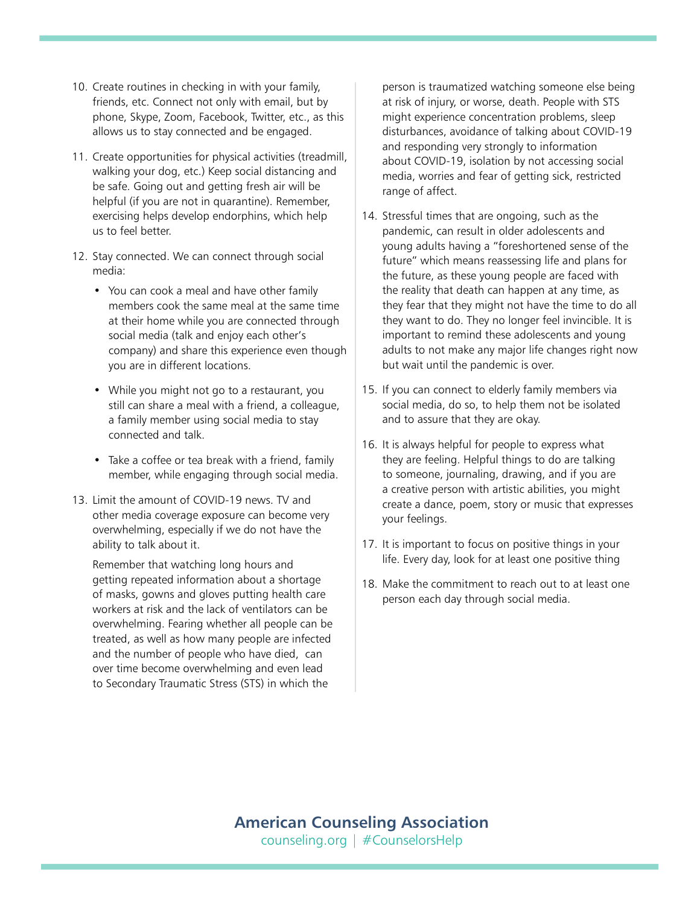10. Create routines in checking in with your family, friends, etc. Connect not only with email, but by phone, Skype, Zoom, Facebook, Twitter, etc., as this allows us to stay connected and be engaged.

11. Create opportunities for physical activities (treadmill, walking your dog, etc.) Keep social distancing and be safe. Going out and getting fresh air will be helpful (if you are not in quarantine). Remember, exercising helps develop endorphins, which help us to feel better.

12. Stay connected. We can connect through social media:

    - You can cook a meal and have other family members cook the same meal at the same time at their home while you are connected through social media (talk and enjoy each other's company) and share this experience even though you are in different locations.

    - While you might not go to a restaurant, you still can share a meal with a friend, a colleague, a family member using social media to stay connected and talk.

    - Take a coffee or tea break with a friend, family member, while engaging through social media.

13. Limit the amount of COVID-19 news. TV and other media coverage exposure can become very overwhelming, especially if we do not have the ability to talk about it.

    Remember that watching long hours and getting repeated information about a shortage of masks, gowns and gloves putting health care workers at risk and the lack of ventilators can be overwhelming. Fearing whether all people can be treated, as well as how many people are infected and the number of people who have died, can over time become overwhelming and even lead to Secondary Traumatic Stress (STS) in which the person is traumatized watching someone else being at risk of injury, or worse, death. People with STS might experience concentration problems, sleep disturbances, avoidance of talking about COVID-19 and responding very strongly to information about COVID-19, isolation by not accessing social media, worries and fear of getting sick, restricted range of affect.

14. Stressful times that are ongoing, such as the pandemic, can result in older adolescents and young adults having a "foreshortened sense of the future" which means reassessing life and plans for the future, as these young people are faced with the reality that death can happen at any time, as they fear that they might not have the time to do all they want to do. They no longer feel invincible. It is important to remind these adolescents and young adults to not make any major life changes right now but wait until the pandemic is over.

15. If you can connect to elderly family members via social media, do so, to help them not be isolated and to assure that they are okay.

16. It is always helpful for people to express what they are feeling. Helpful things to do are talking to someone, journaling, drawing, and if you are a creative person with artistic abilities, you might create a dance, poem, story or music that expresses your feelings.

17. It is important to focus on positive things in your life. Every day, look for at least one positive thing

18. Make the commitment to reach out to at least one person each day through social media.

**American Counseling Association**
counseling.org | #CounselorsHelp